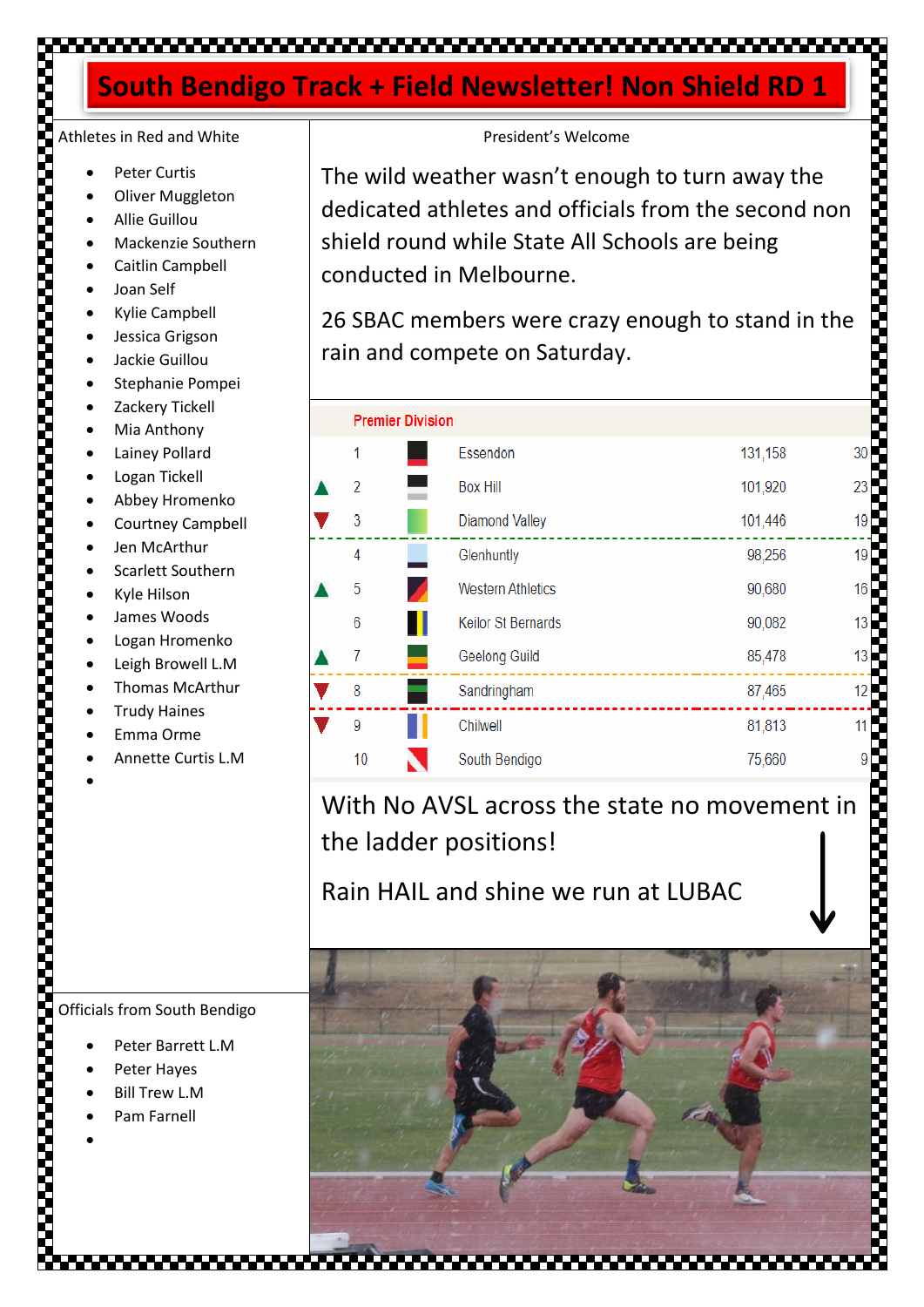# South Bendigo Track + Field Newsletter! Non Shield RD 1

## Athletes in Red and White

- Peter Curtis
- Oliver Muggleton
- Allie Guillou
- Mackenzie Southern
- Caitlin Campbell
- Joan Self
- Kylie Campbell
- Jessica Grigson
- Jackie Guillou
- Stephanie Pompei
- Zackery Tickell
- Mia Anthony
- Lainey Pollard
- Logan Tickell
- Abbey Hromenko
- Courtney Campbell
- Jen McArthur
- Scarlett Southern
- Kyle Hilson
- James Woods
- Logan Hromenko
- Leigh Browell L.M
- Thomas McArthur
- Trudy Haines
- Emma Orme
- Annette Curtis L.M

## Officials from South Bendigo

- Peter Barrett L.M
- Peter Hayes
- Bill Trew L.M
- Pam Farnell

## President's Welcome

The wild weather wasn't enough to turn away the dedicated athletes and officials from the second non shield round while State All Schools are being conducted in Melbourne.

26 SBAC members were crazy enough to stand in the rain and compete on Saturday.

| Premier Division | | | | |
|---|---|---|---|---|
| | 1 | Essendon | 131,158 | 30 |
| ▲ | 2 | Box Hill | 101,920 | 23 |
| ▼ | 3 | Diamond Valley | 101,446 | 19 |
| | 4 | Glenhuntly | 98,256 | 19 |
| ▲ | 5 | Western Athletics | 90,680 | 16 |
| | 6 | Keilor St Bernards | 90,082 | 13 |
| ▲ | 7 | Geelong Guild | 85,478 | 13 |
| ▼ | 8 | Sandringham | 87,465 | 12 |
| ▼ | 9 | Chilwell | 81,813 | 11 |
| | 10 | South Bendigo | 75,660 | 9 |

With No AVSL across the state no movement in the ladder positions!

Rain HAIL and shine we run at LUBAC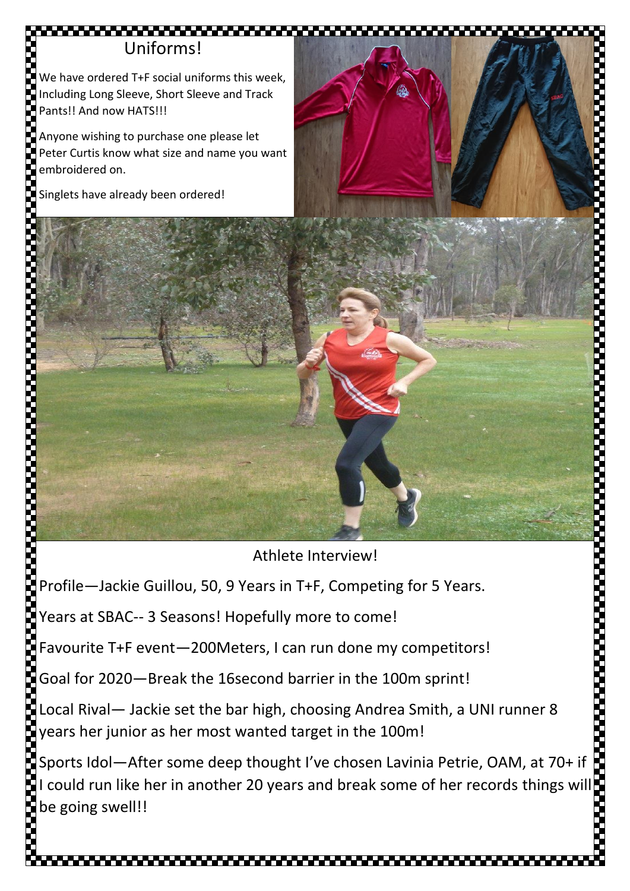## Uniforms!

We have ordered T+F social uniforms this week, Including Long Sleeve, Short Sleeve and Track Pants!! And now HATS!!!

Anyone wishing to purchase one please let Peter Curtis know what size and name you want embroidered on.

Singlets have already been ordered!

## Athlete Interview!

Profile—Jackie Guillou, 50, 9 Years in T+F, Competing for 5 Years.

Years at SBAC-- 3 Seasons! Hopefully more to come!

Favourite T+F event—200Meters, I can run done my competitors!

Goal for 2020—Break the 16second barrier in the 100m sprint!

Local Rival— Jackie set the bar high, choosing Andrea Smith, a UNI runner 8 years her junior as her most wanted target in the 100m!

Sports Idol—After some deep thought I've chosen Lavinia Petrie, OAM, at 70+ if I could run like her in another 20 years and break some of her records things will be going swell!!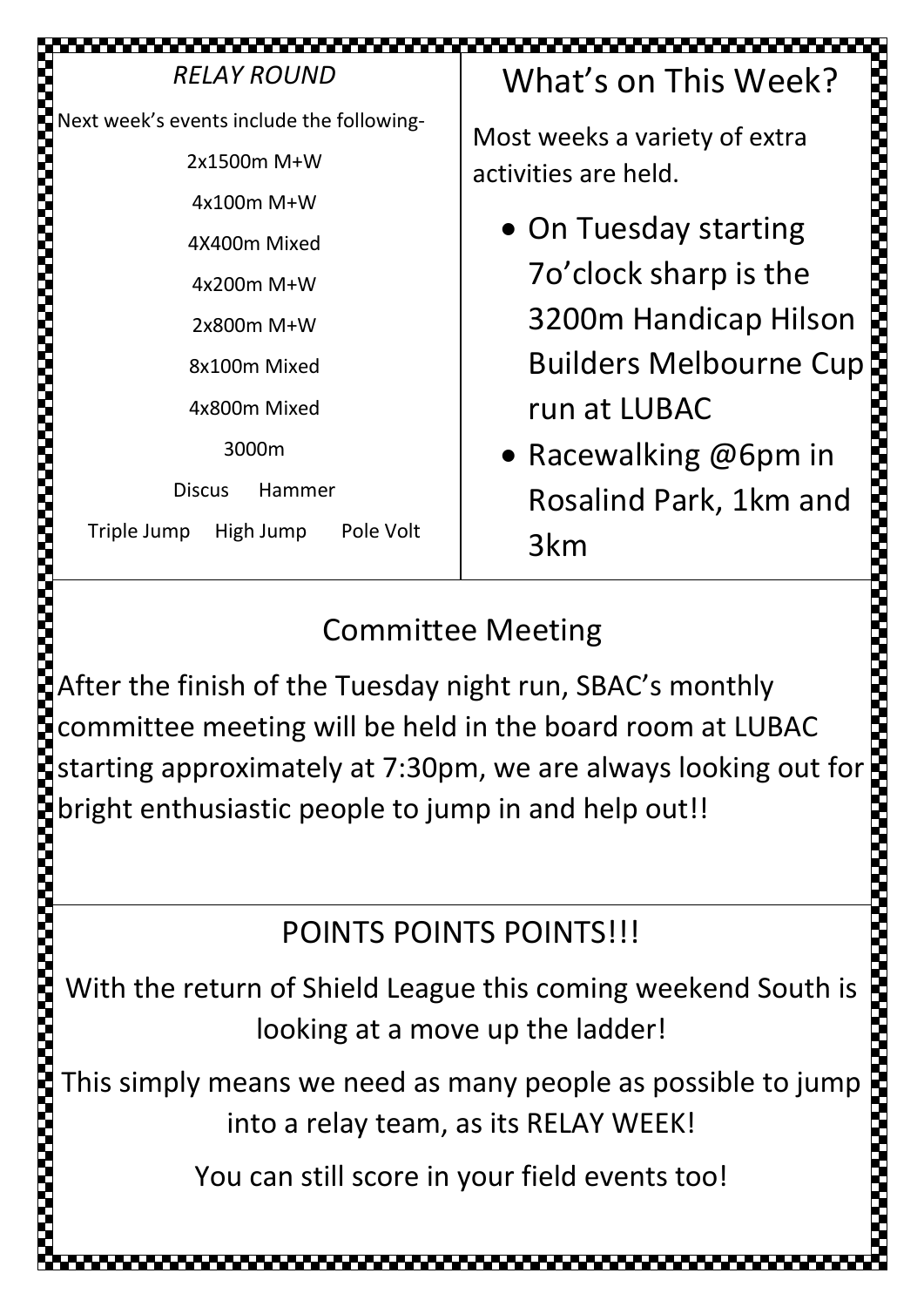*RELAY ROUND*

Next week's events include the following-

2x1500m M+W

4x100m M+W

4X400m Mixed

4x200m M+W

2x800m M+W

8x100m Mixed

4x800m Mixed

3000m

Discus Hammer

Triple Jump High Jump Pole Volt

# What's on This Week?

Most weeks a variety of extra activities are held.

- On Tuesday starting 7o'clock sharp is the 3200m Handicap Hilson Builders Melbourne Cup run at LUBAC
- Racewalking @6pm in Rosalind Park, 1km and 3km

## Committee Meeting

After the finish of the Tuesday night run, SBAC's monthly committee meeting will be held in the board room at LUBAC starting approximately at 7:30pm, we are always looking out for bright enthusiastic people to jump in and help out!!

## POINTS POINTS POINTS!!!

With the return of Shield League this coming weekend South is looking at a move up the ladder!

This simply means we need as many people as possible to jump into a relay team, as its RELAY WEEK!

You can still score in your field events too!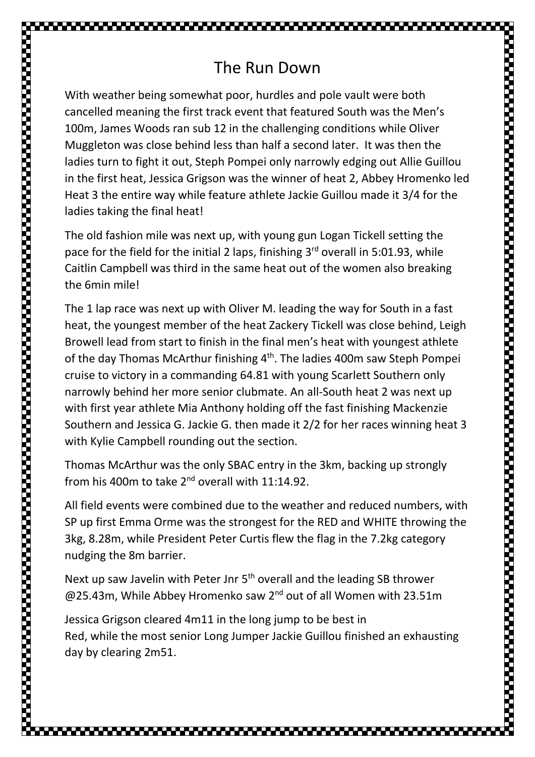# The Run Down

With weather being somewhat poor, hurdles and pole vault were both cancelled meaning the first track event that featured South was the Men's 100m, James Woods ran sub 12 in the challenging conditions while Oliver Muggleton was close behind less than half a second later. It was then the ladies turn to fight it out, Steph Pompei only narrowly edging out Allie Guillou in the first heat, Jessica Grigson was the winner of heat 2, Abbey Hromenko led Heat 3 the entire way while feature athlete Jackie Guillou made it 3/4 for the ladies taking the final heat!

The old fashion mile was next up, with young gun Logan Tickell setting the pace for the field for the initial 2 laps, finishing 3rd overall in 5:01.93, while Caitlin Campbell was third in the same heat out of the women also breaking the 6min mile!

The 1 lap race was next up with Oliver M. leading the way for South in a fast heat, the youngest member of the heat Zackery Tickell was close behind, Leigh Browell lead from start to finish in the final men's heat with youngest athlete of the day Thomas McArthur finishing 4th. The ladies 400m saw Steph Pompei cruise to victory in a commanding 64.81 with young Scarlett Southern only narrowly behind her more senior clubmate. An all-South heat 2 was next up with first year athlete Mia Anthony holding off the fast finishing Mackenzie Southern and Jessica G. Jackie G. then made it 2/2 for her races winning heat 3 with Kylie Campbell rounding out the section.

Thomas McArthur was the only SBAC entry in the 3km, backing up strongly from his 400m to take 2nd overall with 11:14.92.

All field events were combined due to the weather and reduced numbers, with SP up first Emma Orme was the strongest for the RED and WHITE throwing the 3kg, 8.28m, while President Peter Curtis flew the flag in the 7.2kg category nudging the 8m barrier.

Next up saw Javelin with Peter Jnr 5th overall and the leading SB thrower @25.43m, While Abbey Hromenko saw 2nd out of all Women with 23.51m

Jessica Grigson cleared 4m11 in the long jump to be best in Red, while the most senior Long Jumper Jackie Guillou finished an exhausting day by clearing 2m51.